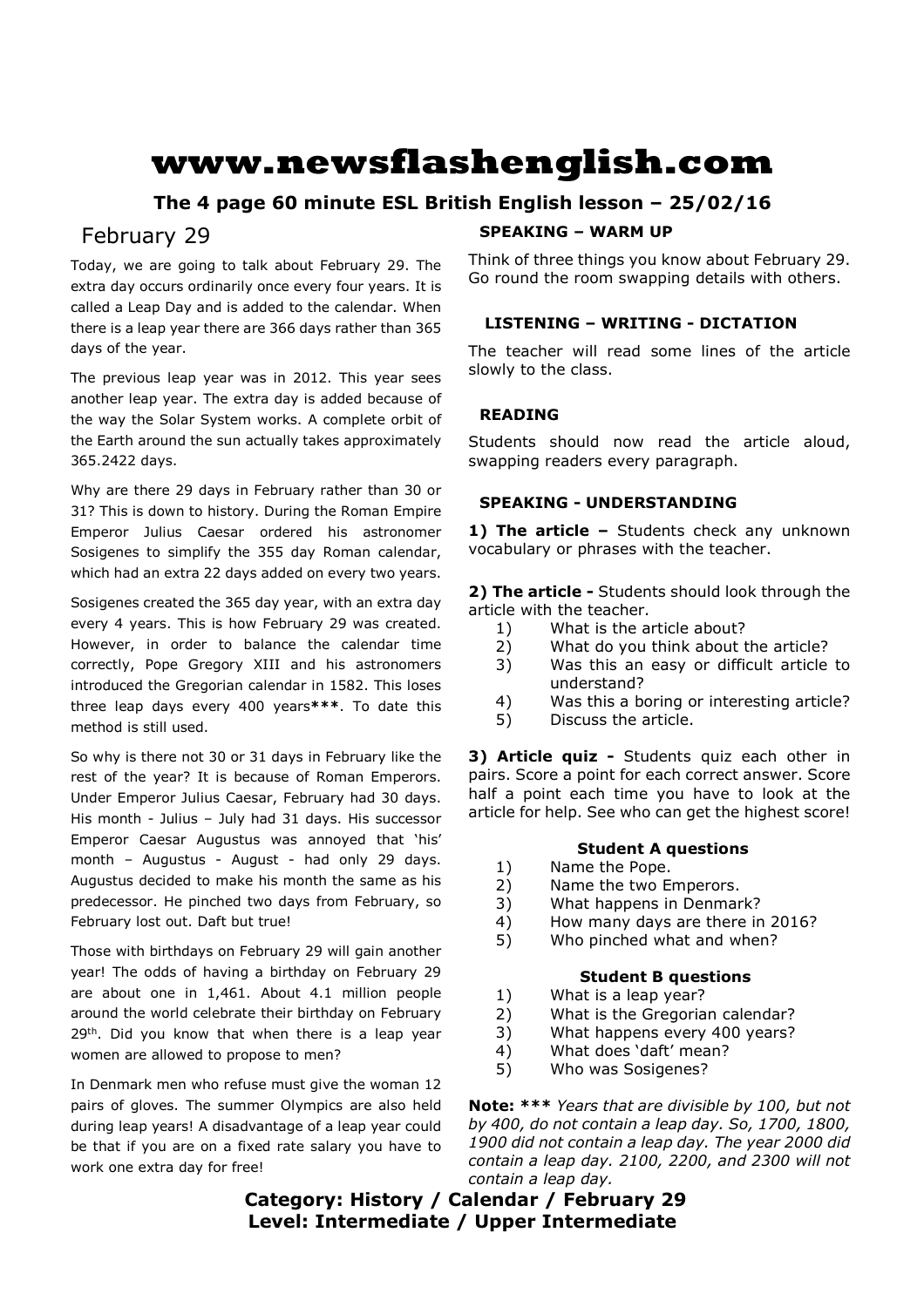# www.newsflashenglish.com

**The 4 page 60 minute ESL British English lesson – 25/02/16**

## February 29

Today, we are going to talk about February 29. The extra day occurs ordinarily once every four years. It is called a Leap Day and is added to the calendar. When there is a leap year there are 366 days rather than 365 days of the year.

The previous leap year was in 2012. This year sees another leap year. The extra day is added because of the way the Solar System works. A complete orbit of the Earth around the sun actually takes approximately 365.2422 days.

Why are there 29 days in February rather than 30 or 31? This is down to history. During the Roman Empire Emperor Julius Caesar ordered his astronomer Sosigenes to simplify the 355 day Roman calendar, which had an extra 22 days added on every two years.

Sosigenes created the 365 day year, with an extra day every 4 years. This is how February 29 was created. However, in order to balance the calendar time correctly, Pope Gregory XIII and his astronomers introduced the Gregorian calendar in 1582. This loses three leap days every 400 years**\*\*\***. To date this method is still used.

So why is there not 30 or 31 days in February like the rest of the year? It is because of Roman Emperors. Under Emperor Julius Caesar, February had 30 days. His month - Julius – July had 31 days. His successor Emperor Caesar Augustus was annoyed that 'his' month – Augustus - August - had only 29 days. Augustus decided to make his month the same as his predecessor. He pinched two days from February, so February lost out. Daft but true!

Those with birthdays on February 29 will gain another year! The odds of having a birthday on February 29 are about one in 1,461. About 4.1 million people around the world celebrate their birthday on February 29th. Did you know that when there is a leap year women are allowed to propose to men?

In Denmark men who refuse must give the woman 12 pairs of gloves. The summer Olympics are also held during leap years! A disadvantage of a leap year could be that if you are on a fixed rate salary you have to work one extra day for free!

### SPEAKING – WARM UP

Think of three things you know about February 29. Go round the room swapping details with others.

### LISTENING – WRITING - DICTATION

The teacher will read some lines of the article slowly to the class.

### READING

Students should now read the article aloud, swapping readers every paragraph.

### SPEAKING - UNDERSTANDING

**1) The article –** Students check any unknown vocabulary or phrases with the teacher.

**2) The article -** Students should look through the article with the teacher.

1) What is the article about?
2) What do you think about the article?
3) Was this an easy or difficult article to understand?
4) Was this a boring or interesting article?
5) Discuss the article.

**3) Article quiz -** Students quiz each other in pairs. Score a point for each correct answer. Score half a point each time you have to look at the article for help. See who can get the highest score!

**Student A questions**

1) Name the Pope.
2) Name the two Emperors.
3) What happens in Denmark?
4) How many days are there in 2016?
5) Who pinched what and when?

**Student B questions**

1) What is a leap year?
2) What is the Gregorian calendar?
3) What happens every 400 years?
4) What does 'daft' mean?
5) Who was Sosigenes?

**Note: \*\*\*** *Years that are divisible by 100, but not by 400, do not contain a leap day. So, 1700, 1800, 1900 did not contain a leap day. The year 2000 did contain a leap day. 2100, 2200, and 2300 will not contain a leap day.*

**Category: History / Calendar / February 29**
**Level: Intermediate / Upper Intermediate**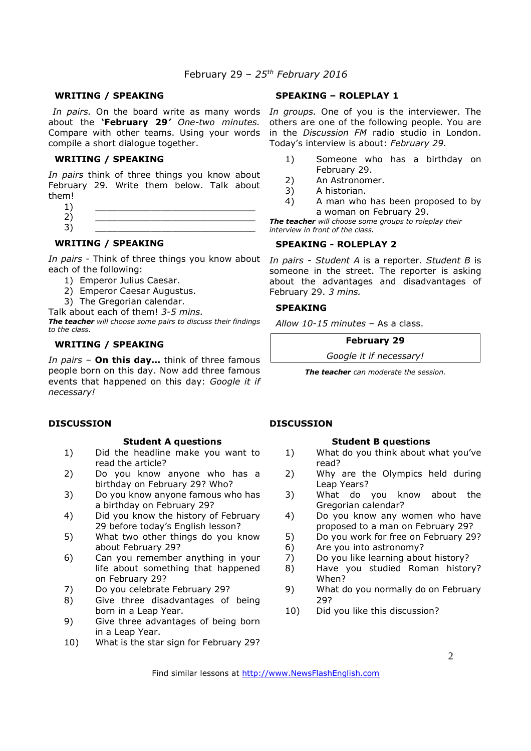February 29 – *25th February 2016*

## WRITING / SPEAKING

*In pairs.* On the board write as many words about the **'February 29'** *One-two minutes.* Compare with other teams. Using your words compile a short dialogue together.

## WRITING / SPEAKING

*In pairs* think of three things you know about February 29. Write them below. Talk about them!

1) ______________________________
2) ______________________________
3) ______________________________

## WRITING / SPEAKING

*In pairs* - Think of three things you know about each of the following:

1) Emperor Julius Caesar.
2) Emperor Caesar Augustus.
3) The Gregorian calendar.

Talk about each of them! *3-5 mins.*

***The teacher*** *will choose some pairs to discuss their findings to the class.*

## WRITING / SPEAKING

*In pairs* – **On this day...** think of three famous people born on this day. Now add three famous events that happened on this day: *Google it if necessary!*

## SPEAKING – ROLEPLAY 1

*In groups.* One of you is the interviewer. The others are one of the following people. You are in the *Discussion FM* radio studio in London. Today's interview is about: *February 29.*

1) Someone who has a birthday on February 29.
2) An Astronomer.
3) A historian.
4) A man who has been proposed to by a woman on February 29.

***The teacher*** *will choose some groups to roleplay their interview in front of the class.*

## SPEAKING - ROLEPLAY 2

*In pairs - Student A* is a reporter. *Student B* is someone in the street. The reporter is asking about the advantages and disadvantages of February 29. *3 mins.*

## SPEAKING

*Allow 10-15 minutes* – As a class.

| **February 29** |
| --- |
| *Google it if necessary!* |

***The teacher*** *can moderate the session.*

## DISCUSSION

### Student A questions

1) Did the headline make you want to read the article?
2) Do you know anyone who has a birthday on February 29? Who?
3) Do you know anyone famous who has a birthday on February 29?
4) Did you know the history of February 29 before today's English lesson?
5) What two other things do you know about February 29?
6) Can you remember anything in your life about something that happened on February 29?
7) Do you celebrate February 29?
8) Give three disadvantages of being born in a Leap Year.
9) Give three advantages of being born in a Leap Year.
10) What is the star sign for February 29?

## DISCUSSION

### Student B questions

1) What do you think about what you've read?
2) Why are the Olympics held during Leap Years?
3) What do you know about the Gregorian calendar?
4) Do you know any women who have proposed to a man on February 29?
5) Do you work for free on February 29?
6) Are you into astronomy?
7) Do you like learning about history?
8) Have you studied Roman history? When?
9) What do you normally do on February 29?
10) Did you like this discussion?

Find similar lessons at http://www.NewsFlashEnglish.com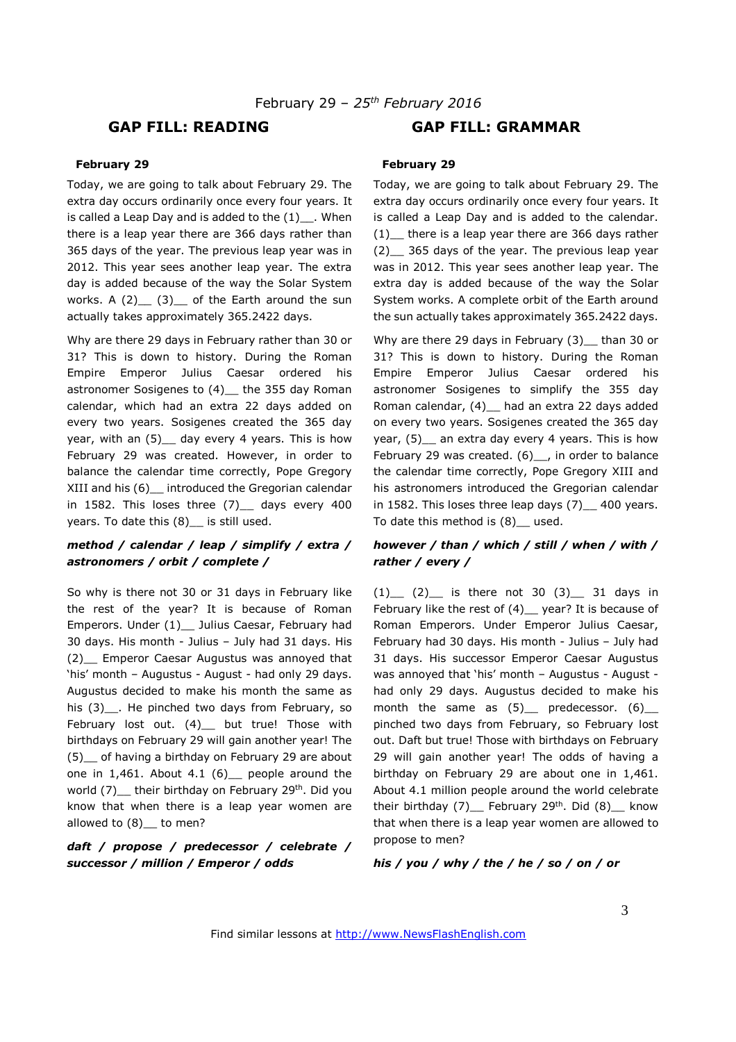February 29 – *25th February 2016*

## GAP FILL: READING

**February 29**

Today, we are going to talk about February 29. The extra day occurs ordinarily once every four years. It is called a Leap Day and is added to the (1)__. When there is a leap year there are 366 days rather than 365 days of the year. The previous leap year was in 2012. This year sees another leap year. The extra day is added because of the way the Solar System works. A (2)__ (3)__ of the Earth around the sun actually takes approximately 365.2422 days.

Why are there 29 days in February rather than 30 or 31? This is down to history. During the Roman Empire Emperor Julius Caesar ordered his astronomer Sosigenes to (4)__ the 355 day Roman calendar, which had an extra 22 days added on every two years. Sosigenes created the 365 day year, with an (5)__ day every 4 years. This is how February 29 was created. However, in order to balance the calendar time correctly, Pope Gregory XIII and his (6)__ introduced the Gregorian calendar in 1582. This loses three (7)__ days every 400 years. To date this (8)__ is still used.

***method / calendar / leap / simplify / extra / astronomers / orbit / complete /***

So why is there not 30 or 31 days in February like the rest of the year? It is because of Roman Emperors. Under (1)__ Julius Caesar, February had 30 days. His month - Julius – July had 31 days. His (2)__ Emperor Caesar Augustus was annoyed that 'his' month – Augustus - August - had only 29 days. Augustus decided to make his month the same as his (3)__. He pinched two days from February, so February lost out. (4)__ but true! Those with birthdays on February 29 will gain another year! The (5)__ of having a birthday on February 29 are about one in 1,461. About 4.1 (6)__ people around the world (7)__ their birthday on February 29th. Did you know that when there is a leap year women are allowed to (8)__ to men?

***daft / propose / predecessor / celebrate / successor / million / Emperor / odds***

## GAP FILL: GRAMMAR

**February 29**

Today, we are going to talk about February 29. The extra day occurs ordinarily once every four years. It is called a Leap Day and is added to the calendar. (1)__ there is a leap year there are 366 days rather (2)__ 365 days of the year. The previous leap year was in 2012. This year sees another leap year. The extra day is added because of the way the Solar System works. A complete orbit of the Earth around the sun actually takes approximately 365.2422 days.

Why are there 29 days in February (3)__ than 30 or 31? This is down to history. During the Roman Empire Emperor Julius Caesar ordered his astronomer Sosigenes to simplify the 355 day Roman calendar, (4)__ had an extra 22 days added on every two years. Sosigenes created the 365 day year, (5)__ an extra day every 4 years. This is how February 29 was created. (6)__, in order to balance the calendar time correctly, Pope Gregory XIII and his astronomers introduced the Gregorian calendar in 1582. This loses three leap days (7)__ 400 years. To date this method is (8)__ used.

***however / than / which / still / when / with / rather / every /***

(1)__ (2)__ is there not 30 (3)__ 31 days in February like the rest of (4)__ year? It is because of Roman Emperors. Under Emperor Julius Caesar, February had 30 days. His month - Julius – July had 31 days. His successor Emperor Caesar Augustus was annoyed that 'his' month – Augustus - August - had only 29 days. Augustus decided to make his month the same as (5)__ predecessor. (6)__ pinched two days from February, so February lost out. Daft but true! Those with birthdays on February 29 will gain another year! The odds of having a birthday on February 29 are about one in 1,461. About 4.1 million people around the world celebrate their birthday (7)__ February 29th. Did (8)__ know that when there is a leap year women are allowed to propose to men?

***his / you / why / the / he / so / on / or***

Find similar lessons at http://www.NewsFlashEnglish.com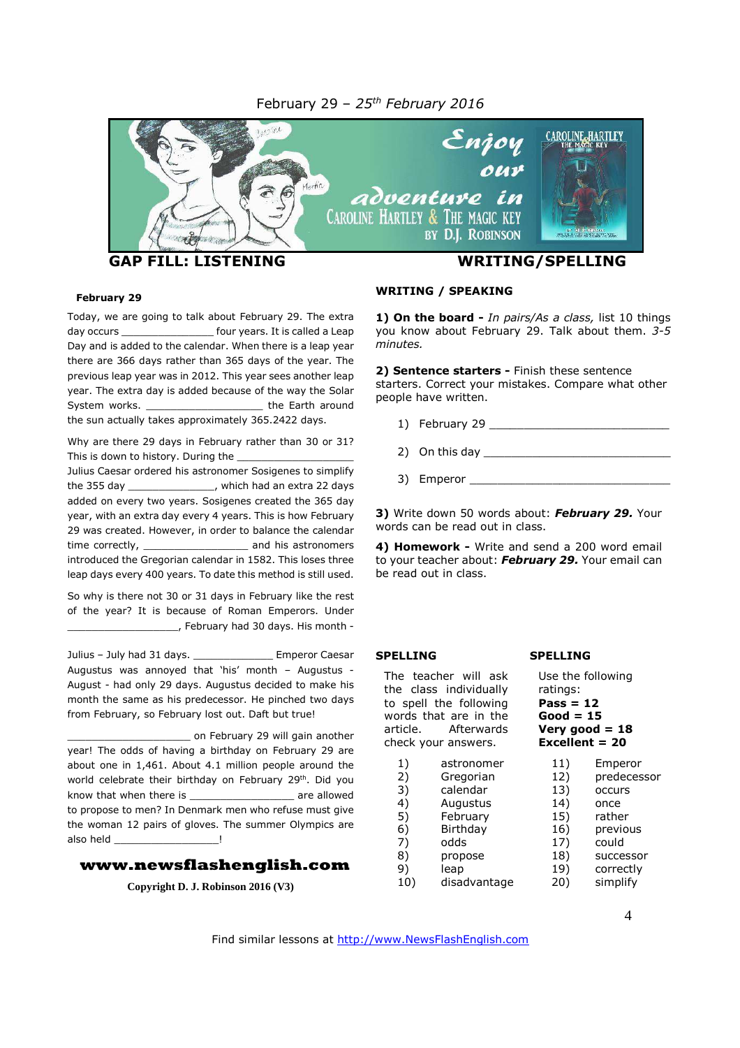February 29 – *25th February 2016*

## GAP FILL: LISTENING

### February 29

Today, we are going to talk about February 29. The extra day occurs _______________ four years. It is called a Leap Day and is added to the calendar. When there is a leap year there are 366 days rather than 365 days of the year. The previous leap year was in 2012. This year sees another leap year. The extra day is added because of the way the Solar System works. ___________________ the Earth around the sun actually takes approximately 365.2422 days.

Why are there 29 days in February rather than 30 or 31? This is down to history. During the ___________________ Julius Caesar ordered his astronomer Sosigenes to simplify the 355 day ______________, which had an extra 22 days added on every two years. Sosigenes created the 365 day year, with an extra day every 4 years. This is how February 29 was created. However, in order to balance the calendar time correctly, _________________ and his astronomers introduced the Gregorian calendar in 1582. This loses three leap days every 400 years. To date this method is still used.

So why is there not 30 or 31 days in February like the rest of the year? It is because of Roman Emperors. Under __________________, February had 30 days. His month - Julius – July had 31 days. _____________ Emperor Caesar Augustus was annoyed that 'his' month – Augustus - August - had only 29 days. Augustus decided to make his month the same as his predecessor. He pinched two days from February, so February lost out. Daft but true!

____________________ on February 29 will gain another year! The odds of having a birthday on February 29 are about one in 1,461. About 4.1 million people around the world celebrate their birthday on February 29th. Did you know that when there is _________________ are allowed to propose to men? In Denmark men who refuse must give the woman 12 pairs of gloves. The summer Olympics are also held _________________!

**www.newsflashenglish.com**

**Copyright D. J. Robinson 2016 (V3)**

## WRITING/SPELLING

### WRITING / SPEAKING

**1) On the board -** *In pairs/As a class,* list 10 things you know about February 29. Talk about them. *3-5 minutes.*

**2) Sentence starters -** Finish these sentence starters. Correct your mistakes. Compare what other people have written.

1) February 29 ___________________________
2) On this day ___________________________
3) Emperor ______________________________

**3)** Write down 50 words about: ***February 29.*** Your words can be read out in class.

**4) Homework -** Write and send a 200 word email to your teacher about: ***February 29.*** Your email can be read out in class.

### SPELLING

The teacher will ask the class individually to spell the following words that are in the article. Afterwards check your answers.

1) astronomer
2) Gregorian
3) calendar
4) Augustus
5) February
6) Birthday
7) odds
8) propose
9) leap
10) disadvantage

### SPELLING

Use the following ratings:
**Pass = 12**
**Good = 15**
**Very good = 18**
**Excellent = 20**

11) Emperor
12) predecessor
13) occurs
14) once
15) rather
16) previous
17) could
18) successor
19) correctly
20) simplify

Find similar lessons at http://www.NewsFlashEnglish.com